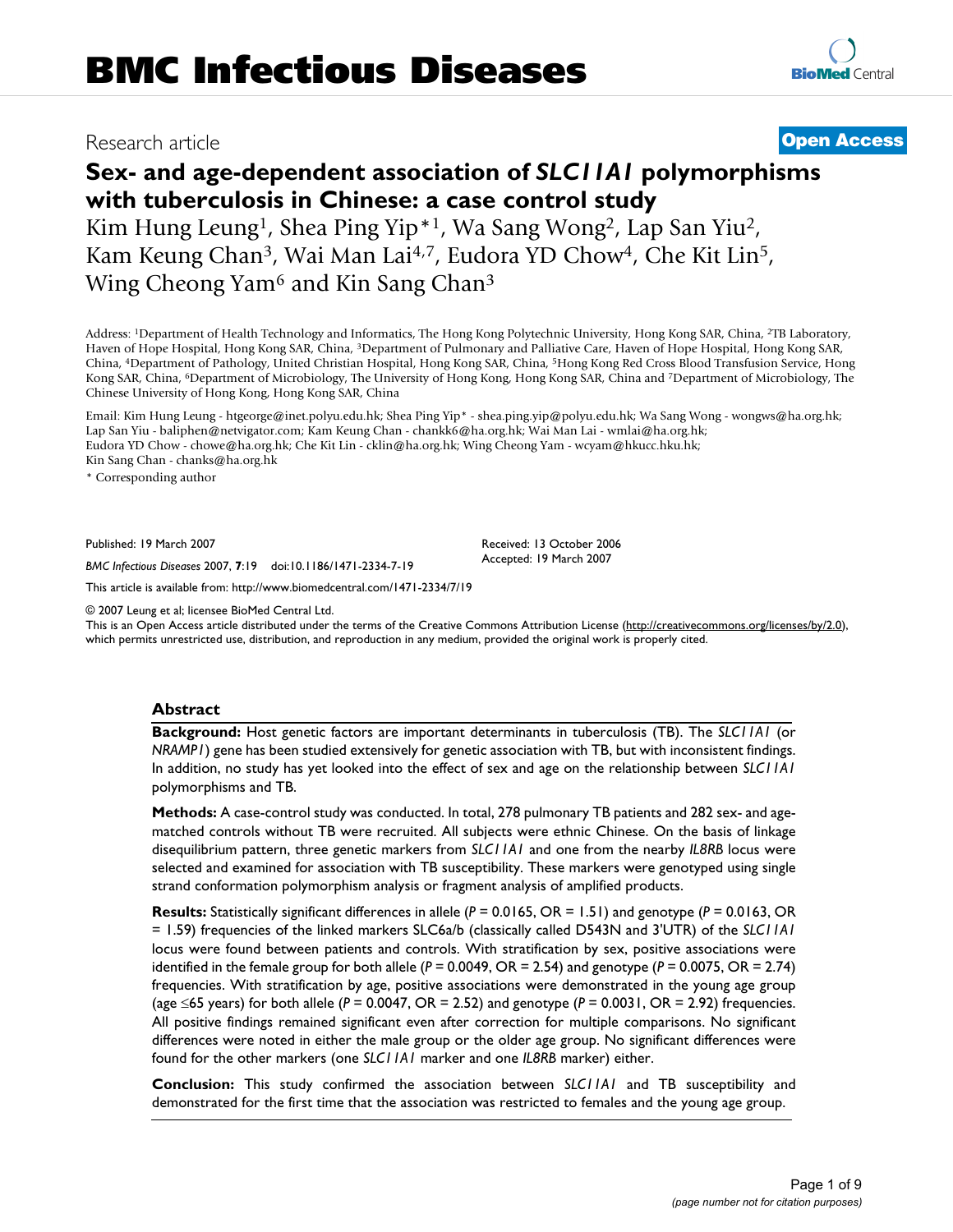BMC Infectious Diseases

Research article

**Open Access**

# Sex- and age-dependent association of *SLC11A1* polymorphisms with tuberculosis in Chinese: a case control study

Kim Hung Leung[1], Shea Ping Yip*[1], Wa Sang Wong[2], Lap San Yiu[2], Kam Keung Chan[3], Wai Man Lai[4,7], Eudora YD Chow[4], Che Kit Lin[5], Wing Cheong Yam[6] and Kin Sang Chan[3]

Address: [1]Department of Health Technology and Informatics, The Hong Kong Polytechnic University, Hong Kong SAR, China, [2]TB Laboratory, Haven of Hope Hospital, Hong Kong SAR, China, [3]Department of Pulmonary and Palliative Care, Haven of Hope Hospital, Hong Kong SAR, China, [4]Department of Pathology, United Christian Hospital, Hong Kong SAR, China, [5]Hong Kong Red Cross Blood Transfusion Service, Hong Kong SAR, China, [6]Department of Microbiology, The University of Hong Kong, Hong Kong SAR, China and [7]Department of Microbiology, The Chinese University of Hong Kong, Hong Kong SAR, China

Email: Kim Hung Leung - htgeorge@inet.polyu.edu.hk; Shea Ping Yip* - shea.ping.yip@polyu.edu.hk; Wa Sang Wong - wongws@ha.org.hk; Lap San Yiu - baliphen@netvigator.com; Kam Keung Chan - chankk6@ha.org.hk; Wai Man Lai - wmlai@ha.org.hk; Eudora YD Chow - chowe@ha.org.hk; Che Kit Lin - cklin@ha.org.hk; Wing Cheong Yam - wcyam@hkucc.hku.hk; Kin Sang Chan - chanks@ha.org.hk

* Corresponding author

Published: 19 March 2007

*BMC Infectious Diseases* 2007, **7**:19 doi:10.1186/1471-2334-7-19

Received: 13 October 2006
Accepted: 19 March 2007

This article is available from: http://www.biomedcentral.com/1471-2334/7/19

© 2007 Leung et al; licensee BioMed Central Ltd.
This is an Open Access article distributed under the terms of the Creative Commons Attribution License (http://creativecommons.org/licenses/by/2.0), which permits unrestricted use, distribution, and reproduction in any medium, provided the original work is properly cited.

## Abstract

**Background:** Host genetic factors are important determinants in tuberculosis (TB). The *SLC11A1* (or *NRAMP1*) gene has been studied extensively for genetic association with TB, but with inconsistent findings. In addition, no study has yet looked into the effect of sex and age on the relationship between *SLC11A1* polymorphisms and TB.

**Methods:** A case-control study was conducted. In total, 278 pulmonary TB patients and 282 sex- and age-matched controls without TB were recruited. All subjects were ethnic Chinese. On the basis of linkage disequilibrium pattern, three genetic markers from *SLC11A1* and one from the nearby *IL8RB* locus were selected and examined for association with TB susceptibility. These markers were genotyped using single strand conformation polymorphism analysis or fragment analysis of amplified products.

**Results:** Statistically significant differences in allele ($P = 0.0165$, OR = 1.51) and genotype ($P = 0.0163$, OR = 1.59) frequencies of the linked markers SLC6a/b (classically called D543N and 3'UTR) of the *SLC11A1* locus were found between patients and controls. With stratification by sex, positive associations were identified in the female group for both allele ($P = 0.0049$, OR = 2.54) and genotype ($P = 0.0075$, OR = 2.74) frequencies. With stratification by age, positive associations were demonstrated in the young age group (age ≤65 years) for both allele ($P = 0.0047$, OR = 2.52) and genotype ($P = 0.0031$, OR = 2.92) frequencies. All positive findings remained significant even after correction for multiple comparisons. No significant differences were noted in either the male group or the older age group. No significant differences were found for the other markers (one *SLC11A1* marker and one *IL8RB* marker) either.

**Conclusion:** This study confirmed the association between *SLC11A1* and TB susceptibility and demonstrated for the first time that the association was restricted to females and the young age group.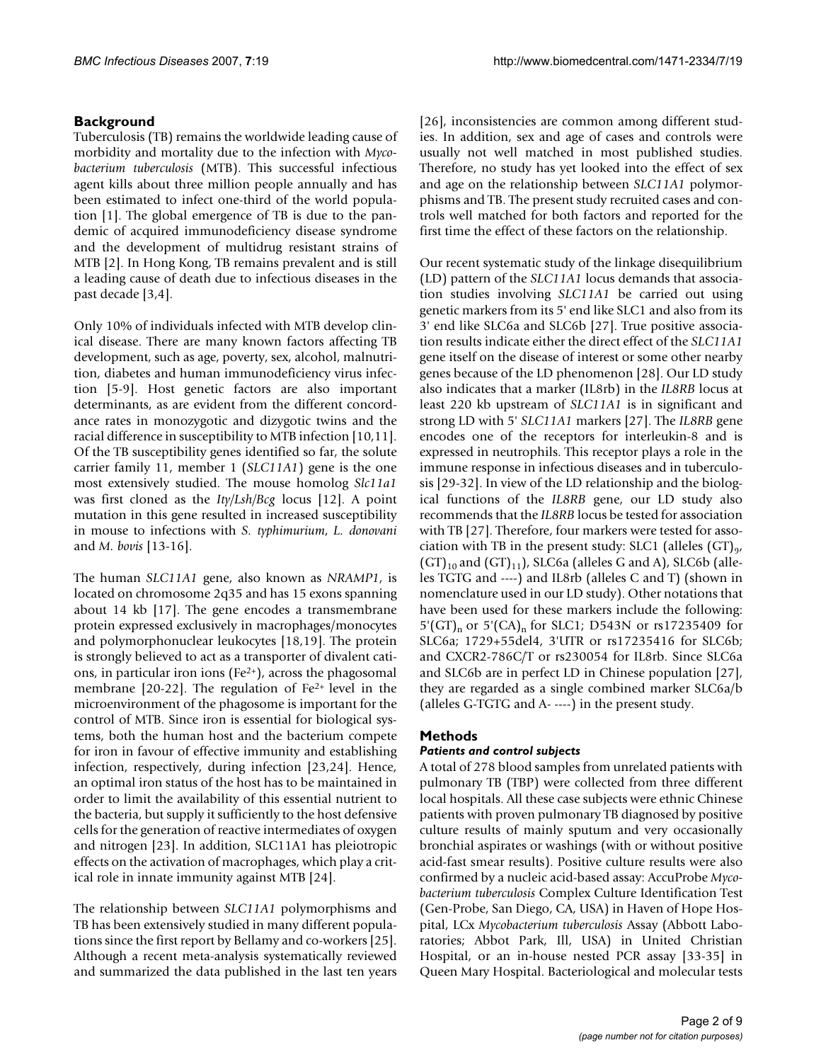## Background

Tuberculosis (TB) remains the worldwide leading cause of morbidity and mortality due to the infection with *Mycobacterium tuberculosis* (MTB). This successful infectious agent kills about three million people annually and has been estimated to infect one-third of the world population [1]. The global emergence of TB is due to the pandemic of acquired immunodeficiency disease syndrome and the development of multidrug resistant strains of MTB [2]. In Hong Kong, TB remains prevalent and is still a leading cause of death due to infectious diseases in the past decade [3,4].

Only 10% of individuals infected with MTB develop clinical disease. There are many known factors affecting TB development, such as age, poverty, sex, alcohol, malnutrition, diabetes and human immunodeficiency virus infection [5-9]. Host genetic factors are also important determinants, as are evident from the different concordance rates in monozygotic and dizygotic twins and the racial difference in susceptibility to MTB infection [10,11]. Of the TB susceptibility genes identified so far, the solute carrier family 11, member 1 (*SLC11A1*) gene is the one most extensively studied. The mouse homolog *Slc11a1* was first cloned as the *Ity/Lsh/Bcg* locus [12]. A point mutation in this gene resulted in increased susceptibility in mouse to infections with *S. typhimurium*, *L. donovani* and *M. bovis* [13-16].

The human *SLC11A1* gene, also known as *NRAMP1*, is located on chromosome 2q35 and has 15 exons spanning about 14 kb [17]. The gene encodes a transmembrane protein expressed exclusively in macrophages/monocytes and polymorphonuclear leukocytes [18,19]. The protein is strongly believed to act as a transporter of divalent cations, in particular iron ions ($Fe^{2+}$), across the phagosomal membrane [20-22]. The regulation of $Fe^{2+}$ level in the microenvironment of the phagosome is important for the control of MTB. Since iron is essential for biological systems, both the human host and the bacterium compete for iron in favour of effective immunity and establishing infection, respectively, during infection [23,24]. Hence, an optimal iron status of the host has to be maintained in order to limit the availability of this essential nutrient to the bacteria, but supply it sufficiently to the host defensive cells for the generation of reactive intermediates of oxygen and nitrogen [23]. In addition, SLC11A1 has pleiotropic effects on the activation of macrophages, which play a critical role in innate immunity against MTB [24].

The relationship between *SLC11A1* polymorphisms and TB has been extensively studied in many different populations since the first report by Bellamy and co-workers [25]. Although a recent meta-analysis systematically reviewed and summarized the data published in the last ten years [26], inconsistencies are common among different studies. In addition, sex and age of cases and controls were usually not well matched in most published studies. Therefore, no study has yet looked into the effect of sex and age on the relationship between *SLC11A1* polymorphisms and TB. The present study recruited cases and controls well matched for both factors and reported for the first time the effect of these factors on the relationship.

Our recent systematic study of the linkage disequilibrium (LD) pattern of the *SLC11A1* locus demands that association studies involving *SLC11A1* be carried out using genetic markers from its 5' end like SLC1 and also from its 3' end like SLC6a and SLC6b [27]. True positive association results indicate either the direct effect of the *SLC11A1* gene itself on the disease of interest or some other nearby genes because of the LD phenomenon [28]. Our LD study also indicates that a marker (IL8rb) in the *IL8RB* locus at least 220 kb upstream of *SLC11A1* is in significant and strong LD with 5' *SLC11A1* markers [27]. The *IL8RB* gene encodes one of the receptors for interleukin-8 and is expressed in neutrophils. This receptor plays a role in the immune response in infectious diseases and in tuberculosis [29-32]. In view of the LD relationship and the biological functions of the *IL8RB* gene, our LD study also recommends that the *IL8RB* locus be tested for association with TB [27]. Therefore, four markers were tested for association with TB in the present study: SLC1 (alleles $(GT)_9$, $(GT)_{10}$ and $(GT)_{11}$), SLC6a (alleles G and A), SLC6b (alleles TGTG and ----) and IL8rb (alleles C and T) (shown in nomenclature used in our LD study). Other notations that have been used for these markers include the following: $5'(GT)_n$ or $5'(CA)_n$ for SLC1; D543N or rs17235409 for SLC6a; 1729+55del4, 3'UTR or rs17235416 for SLC6b; and CXCR2-786C/T or rs230054 for IL8rb. Since SLC6a and SLC6b are in perfect LD in Chinese population [27], they are regarded as a single combined marker SLC6a/b (alleles G-TGTG and A- ----) in the present study.

## Methods

### Patients and control subjects

A total of 278 blood samples from unrelated patients with pulmonary TB (TBP) were collected from three different local hospitals. All these case subjects were ethnic Chinese patients with proven pulmonary TB diagnosed by positive culture results of mainly sputum and very occasionally bronchial aspirates or washings (with or without positive acid-fast smear results). Positive culture results were also confirmed by a nucleic acid-based assay: AccuProbe *Mycobacterium tuberculosis* Complex Culture Identification Test (Gen-Probe, San Diego, CA, USA) in Haven of Hope Hospital, LCx *Mycobacterium tuberculosis* Assay (Abbott Laboratories; Abbot Park, Ill, USA) in United Christian Hospital, or an in-house nested PCR assay [33-35] in Queen Mary Hospital. Bacteriological and molecular tests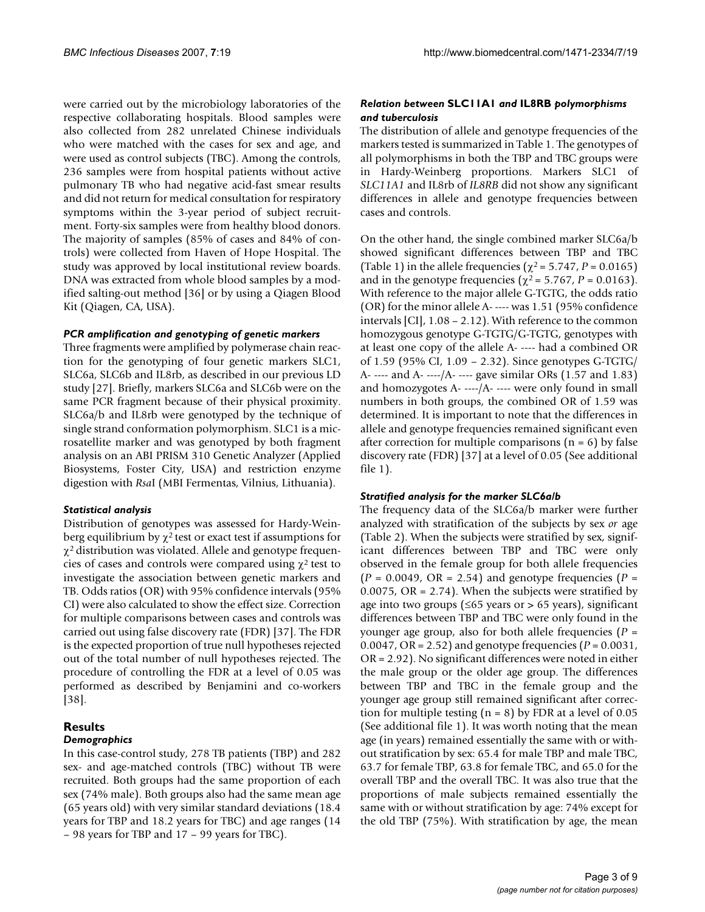were carried out by the microbiology laboratories of the respective collaborating hospitals. Blood samples were also collected from 282 unrelated Chinese individuals who were matched with the cases for sex and age, and were used as control subjects (TBC). Among the controls, 236 samples were from hospital patients without active pulmonary TB who had negative acid-fast smear results and did not return for medical consultation for respiratory symptoms within the 3-year period of subject recruitment. Forty-six samples were from healthy blood donors. The majority of samples (85% of cases and 84% of controls) were collected from Haven of Hope Hospital. The study was approved by local institutional review boards. DNA was extracted from whole blood samples by a modified salting-out method [36] or by using a Qiagen Blood Kit (Qiagen, CA, USA).

### *PCR amplification and genotyping of genetic markers*

Three fragments were amplified by polymerase chain reaction for the genotyping of four genetic markers SLC1, SLC6a, SLC6b and IL8rb, as described in our previous LD study [27]. Briefly, markers SLC6a and SLC6b were on the same PCR fragment because of their physical proximity. SLC6a/b and IL8rb were genotyped by the technique of single strand conformation polymorphism. SLC1 is a microsatellite marker and was genotyped by both fragment analysis on an ABI PRISM 310 Genetic Analyzer (Applied Biosystems, Foster City, USA) and restriction enzyme digestion with *Rsa*I (MBI Fermentas, Vilnius, Lithuania).

### *Statistical analysis*

Distribution of genotypes was assessed for Hardy-Weinberg equilibrium by $\chi^2$ test or exact test if assumptions for $\chi^2$ distribution was violated. Allele and genotype frequencies of cases and controls were compared using $\chi^2$ test to investigate the association between genetic markers and TB. Odds ratios (OR) with 95% confidence intervals (95% CI) were also calculated to show the effect size. Correction for multiple comparisons between cases and controls was carried out using false discovery rate (FDR) [37]. The FDR is the expected proportion of true null hypotheses rejected out of the total number of null hypotheses rejected. The procedure of controlling the FDR at a level of 0.05 was performed as described by Benjamini and co-workers [38].

## Results

### *Demographics*

In this case-control study, 278 TB patients (TBP) and 282 sex- and age-matched controls (TBC) without TB were recruited. Both groups had the same proportion of each sex (74% male). Both groups also had the same mean age (65 years old) with very similar standard deviations (18.4 years for TBP and 18.2 years for TBC) and age ranges (14 – 98 years for TBP and 17 – 99 years for TBC).

### *Relation between* SLC11A1 *and* IL8RB *polymorphisms and tuberculosis*

The distribution of allele and genotype frequencies of the markers tested is summarized in Table 1. The genotypes of all polymorphisms in both the TBP and TBC groups were in Hardy-Weinberg proportions. Markers SLC1 of *SLC11A1* and IL8rb of *IL8RB* did not show any significant differences in allele and genotype frequencies between cases and controls.

On the other hand, the single combined marker SLC6a/b showed significant differences between TBP and TBC (Table 1) in the allele frequencies ($\chi^2 = 5.747$, $P = 0.0165$) and in the genotype frequencies ($\chi^2 = 5.767$, $P = 0.0163$). With reference to the major allele G-TGTG, the odds ratio (OR) for the minor allele A- ---- was 1.51 (95% confidence intervals [CI], 1.08 – 2.12). With reference to the common homozygous genotype G-TGTG/G-TGTG, genotypes with at least one copy of the allele A- ---- had a combined OR of 1.59 (95% CI, 1.09 – 2.32). Since genotypes G-TGTG/A- ---- and A- ----/A- ---- gave similar ORs (1.57 and 1.83) and homozygotes A- ----/A- ---- were only found in small numbers in both groups, the combined OR of 1.59 was determined. It is important to note that the differences in allele and genotype frequencies remained significant even after correction for multiple comparisons (n = 6) by false discovery rate (FDR) [37] at a level of 0.05 (See additional file 1).

### *Stratified analysis for the marker SLC6a/b*

The frequency data of the SLC6a/b marker were further analyzed with stratification of the subjects by sex *or* age (Table 2). When the subjects were stratified by sex, significant differences between TBP and TBC were only observed in the female group for both allele frequencies ($P = 0.0049$, OR = 2.54) and genotype frequencies ($P = 0.0075$, OR = 2.74). When the subjects were stratified by age into two groups (≤65 years or > 65 years), significant differences between TBP and TBC were only found in the younger age group, also for both allele frequencies ($P = 0.0047$, OR = 2.52) and genotype frequencies ($P = 0.0031$, OR = 2.92). No significant differences were noted in either the male group or the older age group. The differences between TBP and TBC in the female group and the younger age group still remained significant after correction for multiple testing (n = 8) by FDR at a level of 0.05 (See additional file 1). It was worth noting that the mean age (in years) remained essentially the same with or without stratification by sex: 65.4 for male TBP and male TBC, 63.7 for female TBP, 63.8 for female TBC, and 65.0 for the overall TBP and the overall TBC. It was also true that the proportions of male subjects remained essentially the same with or without stratification by age: 74% except for the old TBP (75%). With stratification by age, the mean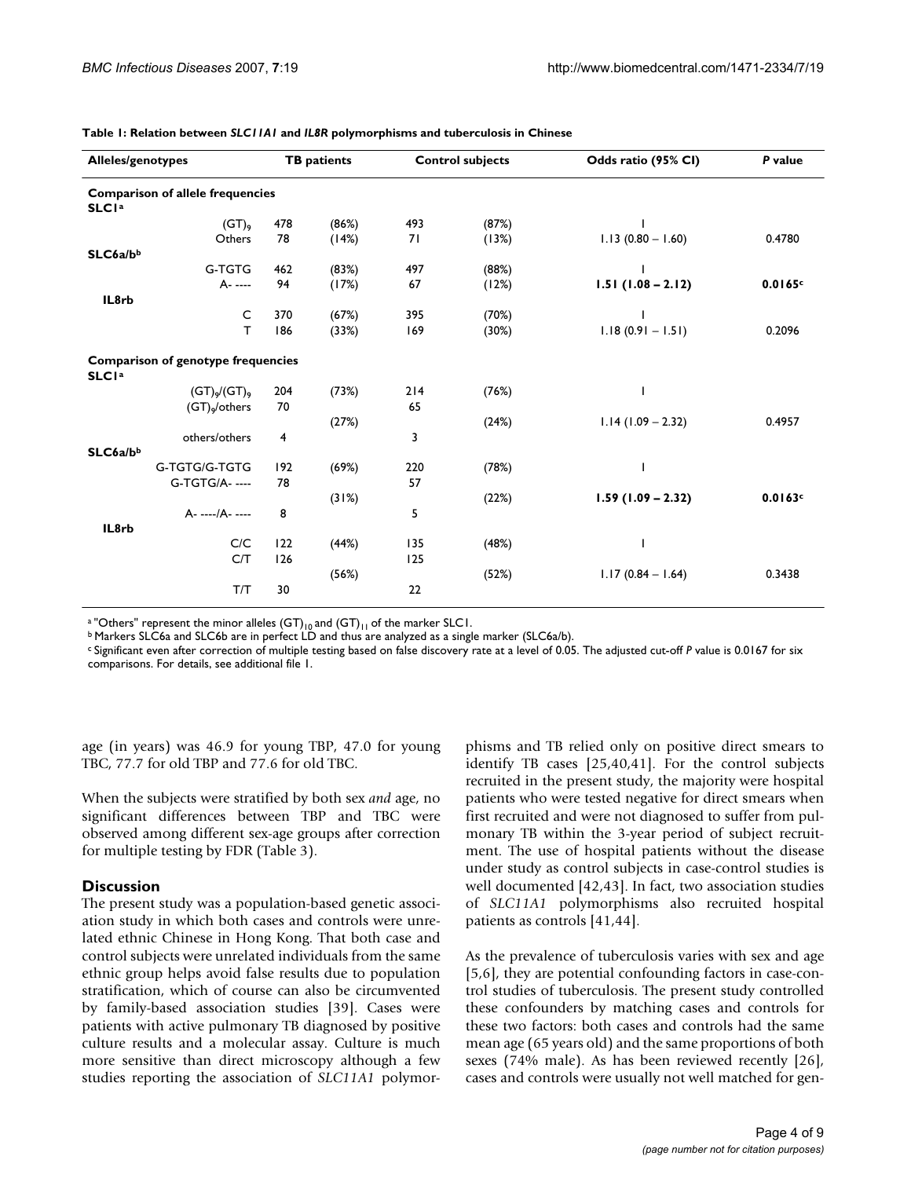**Table 1: Relation between *SLC11A1* and *IL8R* polymorphisms and tuberculosis in Chinese**

| Alleles/genotypes | | TB patients | | Control subjects | | Odds ratio (95% CI) | *P* value |
|---|---|---|---|---|---|---|---|
| **Comparison of allele frequencies** | | | | | | | |
| **SLC1**[a] | | | | | | | |
| | $(GT)_9$ | 478 | (86%) | 493 | (87%) | 1 | |
| | Others | 78 | (14%) | 71 | (13%) | 1.13 (0.80 – 1.60) | 0.4780 |
| **SLC6a/b**[b] | | | | | | | |
| | G-TGTG | 462 | (83%) | 497 | (88%) | 1 | |
| | A- ---- | 94 | (17%) | 67 | (12%) | **1.51 (1.08 – 2.12)** | **0.0165**[c] |
| **IL8rb** | | | | | | | |
| | C | 370 | (67%) | 395 | (70%) | 1 | |
| | T | 186 | (33%) | 169 | (30%) | 1.18 (0.91 – 1.51) | 0.2096 |
| **Comparison of genotype frequencies** | | | | | | | |
| **SLC1**[a] | | | | | | | |
| | $(GT)_9/(GT)_9$ | 204 | (73%) | 214 | (76%) | 1 | |
| | $(GT)_9$/others | 70 | | 65 | | | |
| | | | (27%) | | (24%) | 1.14 (1.09 – 2.32) | 0.4957 |
| | others/others | 4 | | 3 | | | |
| **SLC6a/b**[b] | | | | | | | |
| | G-TGTG/G-TGTG | 192 | (69%) | 220 | (78%) | 1 | |
| | G-TGTG/A- ---- | 78 | | 57 | | | |
| | | | (31%) | | (22%) | **1.59 (1.09 – 2.32)** | **0.0163**[c] |
| | A- ----/A- ---- | 8 | | 5 | | | |
| **IL8rb** | | | | | | | |
| | C/C | 122 | (44%) | 135 | (48%) | 1 | |
| | C/T | 126 | | 125 | | | |
| | | | (56%) | | (52%) | 1.17 (0.84 – 1.64) | 0.3438 |
| | T/T | 30 | | 22 | | | |

[a] "Others" represent the minor alleles $(GT)_{10}$ and $(GT)_{11}$ of the marker SLC1.
[b] Markers SLC6a and SLC6b are in perfect LD and thus are analyzed as a single marker (SLC6a/b).
[c] Significant even after correction of multiple testing based on false discovery rate at a level of 0.05. The adjusted cut-off *P* value is 0.0167 for six comparisons. For details, see additional file 1.

age (in years) was 46.9 for young TBP, 47.0 for young TBC, 77.7 for old TBP and 77.6 for old TBC.

When the subjects were stratified by both sex *and* age, no significant differences between TBP and TBC were observed among different sex-age groups after correction for multiple testing by FDR (Table 3).

## Discussion

The present study was a population-based genetic association study in which both cases and controls were unrelated ethnic Chinese in Hong Kong. That both case and control subjects were unrelated individuals from the same ethnic group helps avoid false results due to population stratification, which of course can also be circumvented by family-based association studies [39]. Cases were patients with active pulmonary TB diagnosed by positive culture results and a molecular assay. Culture is much more sensitive than direct microscopy although a few studies reporting the association of *SLC11A1* polymorphisms and TB relied only on positive direct smears to identify TB cases [25,40,41]. For the control subjects recruited in the present study, the majority were hospital patients who were tested negative for direct smears when first recruited and were not diagnosed to suffer from pulmonary TB within the 3-year period of subject recruitment. The use of hospital patients without the disease under study as control subjects in case-control studies is well documented [42,43]. In fact, two association studies of *SLC11A1* polymorphisms also recruited hospital patients as controls [41,44].

As the prevalence of tuberculosis varies with sex and age [5,6], they are potential confounding factors in case-control studies of tuberculosis. The present study controlled these confounders by matching cases and controls for these two factors: both cases and controls had the same mean age (65 years old) and the same proportions of both sexes (74% male). As has been reviewed recently [26], cases and controls were usually not well matched for gen-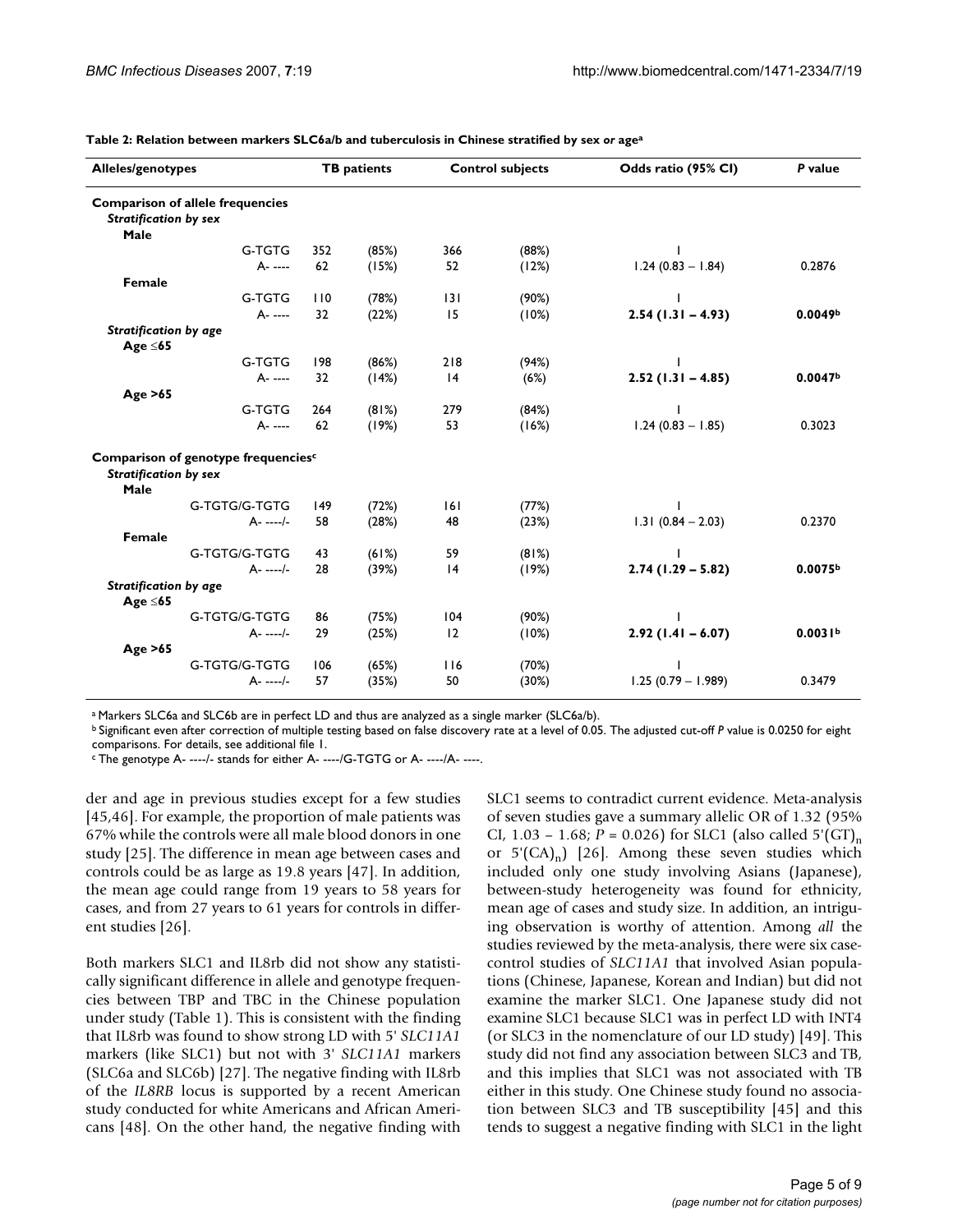**Table 2: Relation between markers SLC6a/b and tuberculosis in Chinese stratified by sex *or* age[a]**

| Alleles/genotypes | | TB patients | | Control subjects | | Odds ratio (95% CI) | *P* value |
|---|---|---|---|---|---|---|---|
| **Comparison of allele frequencies** | | | | | | | |
| ***Stratification by sex*** | | | | | | | |
| **Male** | | | | | | | |
| | G-TGTG | 352 | (85%) | 366 | (88%) | 1 | |
| | A- ---- | 62 | (15%) | 52 | (12%) | 1.24 (0.83 – 1.84) | 0.2876 |
| **Female** | | | | | | | |
| | G-TGTG | 110 | (78%) | 131 | (90%) | 1 | |
| | A- ---- | 32 | (22%) | 15 | (10%) | **2.54 (1.31 – 4.93)** | **0.0049[b]** |
| ***Stratification by age*** | | | | | | | |
| **Age ≤65** | | | | | | | |
| | G-TGTG | 198 | (86%) | 218 | (94%) | 1 | |
| | A- ---- | 32 | (14%) | 14 | (6%) | **2.52 (1.31 – 4.85)** | **0.0047[b]** |
| **Age >65** | | | | | | | |
| | G-TGTG | 264 | (81%) | 279 | (84%) | 1 | |
| | A- ---- | 62 | (19%) | 53 | (16%) | 1.24 (0.83 – 1.85) | 0.3023 |
| **Comparison of genotype frequencies[c]** | | | | | | | |
| ***Stratification by sex*** | | | | | | | |
| **Male** | | | | | | | |
| | G-TGTG/G-TGTG | 149 | (72%) | 161 | (77%) | 1 | |
| | A- ----/- | 58 | (28%) | 48 | (23%) | 1.31 (0.84 – 2.03) | 0.2370 |
| **Female** | | | | | | | |
| | G-TGTG/G-TGTG | 43 | (61%) | 59 | (81%) | 1 | |
| | A- ----/- | 28 | (39%) | 14 | (19%) | **2.74 (1.29 – 5.82)** | **0.0075[b]** |
| ***Stratification by age*** | | | | | | | |
| **Age ≤65** | | | | | | | |
| | G-TGTG/G-TGTG | 86 | (75%) | 104 | (90%) | 1 | |
| | A- ----/- | 29 | (25%) | 12 | (10%) | **2.92 (1.41 – 6.07)** | **0.0031[b]** |
| **Age >65** | | | | | | | |
| | G-TGTG/G-TGTG | 106 | (65%) | 116 | (70%) | 1 | |
| | A- ----/- | 57 | (35%) | 50 | (30%) | 1.25 (0.79 – 1.989) | 0.3479 |

[a] Markers SLC6a and SLC6b are in perfect LD and thus are analyzed as a single marker (SLC6a/b).
[b] Significant even after correction of multiple testing based on false discovery rate at a level of 0.05. The adjusted cut-off *P* value is 0.0250 for eight comparisons. For details, see additional file 1.
[c] The genotype A- ----/- stands for either A- ----/G-TGTG or A- ----/A- ----.

der and age in previous studies except for a few studies [45,46]. For example, the proportion of male patients was 67% while the controls were all male blood donors in one study [25]. The difference in mean age between cases and controls could be as large as 19.8 years [47]. In addition, the mean age could range from 19 years to 58 years for cases, and from 27 years to 61 years for controls in different studies [26].

Both markers SLC1 and IL8rb did not show any statistically significant difference in allele and genotype frequencies between TBP and TBC in the Chinese population under study (Table 1). This is consistent with the finding that IL8rb was found to show strong LD with 5' *SLC11A1* markers (like SLC1) but not with 3' *SLC11A1* markers (SLC6a and SLC6b) [27]. The negative finding with IL8rb of the *IL8RB* locus is supported by a recent American study conducted for white Americans and African Americans [48]. On the other hand, the negative finding with SLC1 seems to contradict current evidence. Meta-analysis of seven studies gave a summary allelic OR of 1.32 (95% CI, 1.03 – 1.68; $P = 0.026$) for SLC1 (also called $5'(GT)_n$ or $5'(CA)_n$) [26]. Among these seven studies which included only one study involving Asians (Japanese), between-study heterogeneity was found for ethnicity, mean age of cases and study size. In addition, an intriguing observation is worthy of attention. Among *all* the studies reviewed by the meta-analysis, there were six case-control studies of *SLC11A1* that involved Asian populations (Chinese, Japanese, Korean and Indian) but did not examine the marker SLC1. One Japanese study did not examine SLC1 because SLC1 was in perfect LD with INT4 (or SLC3 in the nomenclature of our LD study) [49]. This study did not find any association between SLC3 and TB, and this implies that SLC1 was not associated with TB either in this study. One Chinese study found no association between SLC3 and TB susceptibility [45] and this tends to suggest a negative finding with SLC1 in the light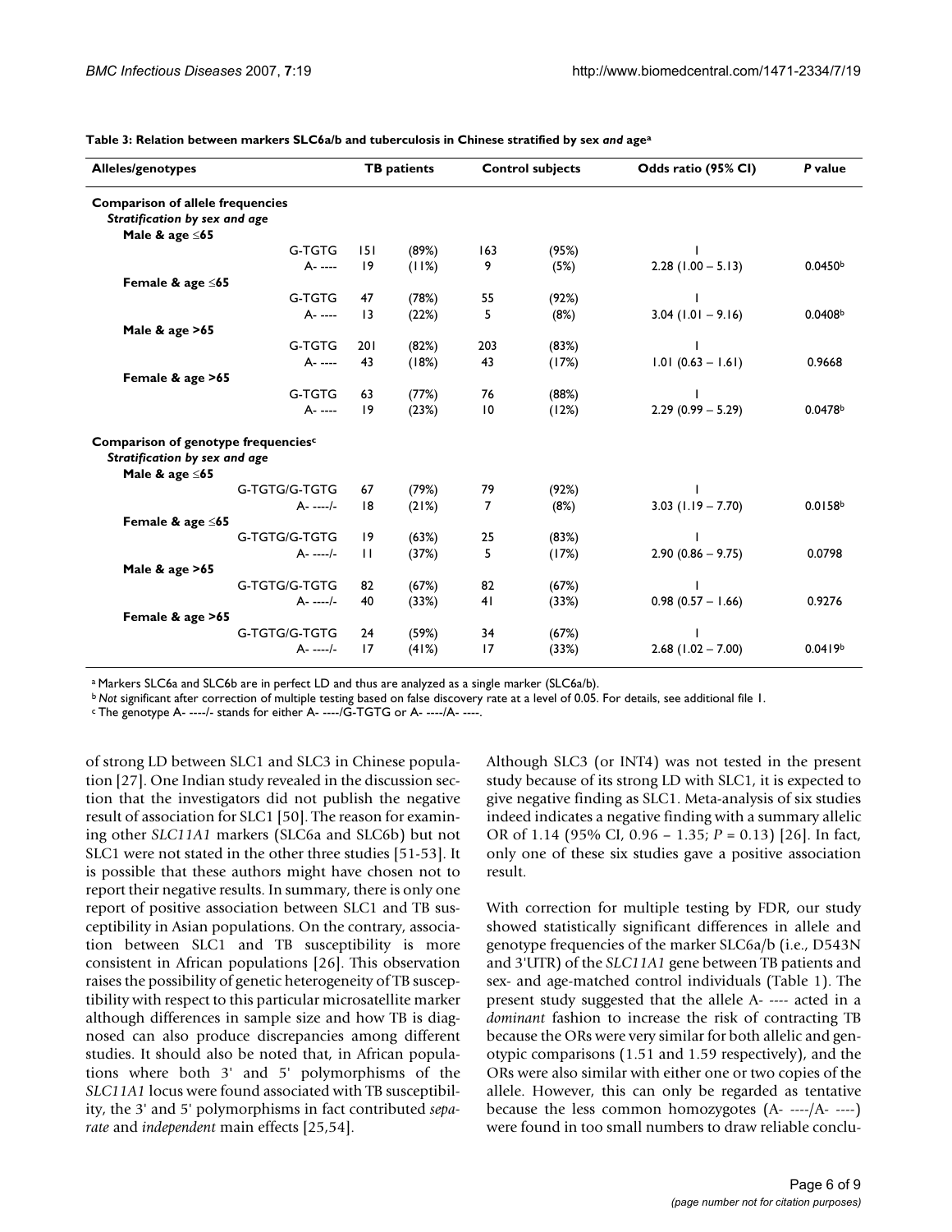**Table 3: Relation between markers SLC6a/b and tuberculosis in Chinese stratified by sex *and* age[a]**

| Alleles/genotypes | | TB patients | | Control subjects | | Odds ratio (95% CI) | P value |
|---|---|---|---|---|---|---|---|
| **Comparison of allele frequencies** | | | | | | | |
| *Stratification by sex and age* | | | | | | | |
| **Male & age ≤65** | | | | | | | |
| | G-TGTG | 151 | (89%) | 163 | (95%) | 1 | |
| | A- ---- | 19 | (11%) | 9 | (5%) | 2.28 (1.00 – 5.13) | 0.0450[b] |
| **Female & age ≤65** | | | | | | | |
| | G-TGTG | 47 | (78%) | 55 | (92%) | 1 | |
| | A- ---- | 13 | (22%) | 5 | (8%) | 3.04 (1.01 – 9.16) | 0.0408[b] |
| **Male & age >65** | | | | | | | |
| | G-TGTG | 201 | (82%) | 203 | (83%) | 1 | |
| | A- ---- | 43 | (18%) | 43 | (17%) | 1.01 (0.63 – 1.61) | 0.9668 |
| **Female & age >65** | | | | | | | |
| | G-TGTG | 63 | (77%) | 76 | (88%) | 1 | |
| | A- ---- | 19 | (23%) | 10 | (12%) | 2.29 (0.99 – 5.29) | 0.0478[b] |
| **Comparison of genotype frequencies[c]** | | | | | | | |
| *Stratification by sex and age* | | | | | | | |
| **Male & age ≤65** | | | | | | | |
| | G-TGTG/G-TGTG | 67 | (79%) | 79 | (92%) | 1 | |
| | A- ----/- | 18 | (21%) | 7 | (8%) | 3.03 (1.19 – 7.70) | 0.0158[b] |
| **Female & age ≤65** | | | | | | | |
| | G-TGTG/G-TGTG | 19 | (63%) | 25 | (83%) | 1 | |
| | A- ----/- | 11 | (37%) | 5 | (17%) | 2.90 (0.86 – 9.75) | 0.0798 |
| **Male & age >65** | | | | | | | |
| | G-TGTG/G-TGTG | 82 | (67%) | 82 | (67%) | 1 | |
| | A- ----/- | 40 | (33%) | 41 | (33%) | 0.98 (0.57 – 1.66) | 0.9276 |
| **Female & age >65** | | | | | | | |
| | G-TGTG/G-TGTG | 24 | (59%) | 34 | (67%) | 1 | |
| | A- ----/- | 17 | (41%) | 17 | (33%) | 2.68 (1.02 – 7.00) | 0.0419[b] |

[a] Markers SLC6a and SLC6b are in perfect LD and thus are analyzed as a single marker (SLC6a/b).
[b] *Not* significant after correction of multiple testing based on false discovery rate at a level of 0.05. For details, see additional file 1.
[c] The genotype A- ----/- stands for either A- ----/G-TGTG or A- ----/A- ----.

of strong LD between SLC1 and SLC3 in Chinese population [27]. One Indian study revealed in the discussion section that the investigators did not publish the negative result of association for SLC1 [50]. The reason for examining other *SLC11A1* markers (SLC6a and SLC6b) but not SLC1 were not stated in the other three studies [51-53]. It is possible that these authors might have chosen not to report their negative results. In summary, there is only one report of positive association between SLC1 and TB susceptibility in Asian populations. On the contrary, association between SLC1 and TB susceptibility is more consistent in African populations [26]. This observation raises the possibility of genetic heterogeneity of TB susceptibility with respect to this particular microsatellite marker although differences in sample size and how TB is diagnosed can also produce discrepancies among different studies. It should also be noted that, in African populations where both 3' and 5' polymorphisms of the *SLC11A1* locus were found associated with TB susceptibility, the 3' and 5' polymorphisms in fact contributed *separate* and *independent* main effects [25,54].

Although SLC3 (or INT4) was not tested in the present study because of its strong LD with SLC1, it is expected to give negative finding as SLC1. Meta-analysis of six studies indeed indicates a negative finding with a summary allelic OR of 1.14 (95% CI, 0.96 – 1.35; $P = 0.13$) [26]. In fact, only one of these six studies gave a positive association result.

With correction for multiple testing by FDR, our study showed statistically significant differences in allele and genotype frequencies of the marker SLC6a/b (i.e., D543N and 3'UTR) of the *SLC11A1* gene between TB patients and sex- and age-matched control individuals (Table 1). The present study suggested that the allele A- ---- acted in a *dominant* fashion to increase the risk of contracting TB because the ORs were very similar for both allelic and genotypic comparisons (1.51 and 1.59 respectively), and the ORs were also similar with either one or two copies of the allele. However, this can only be regarded as tentative because the less common homozygotes (A- ----/A- ----) were found in too small numbers to draw reliable conclu-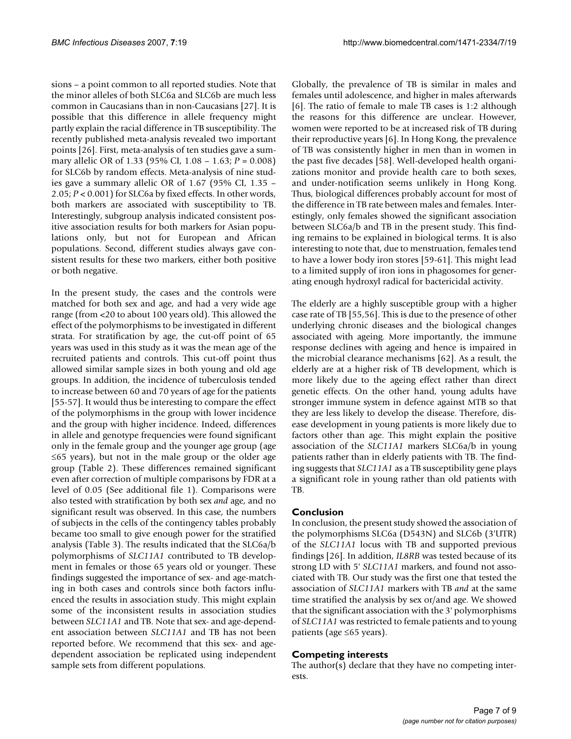sions – a point common to all reported studies. Note that the minor alleles of both SLC6a and SLC6b are much less common in Caucasians than in non-Caucasians [27]. It is possible that this difference in allele frequency might partly explain the racial difference in TB susceptibility. The recently published meta-analysis revealed two important points [26]. First, meta-analysis of ten studies gave a summary allelic OR of 1.33 (95% CI, 1.08 – 1.63; $P = 0.008$) for SLC6b by random effects. Meta-analysis of nine studies gave a summary allelic OR of 1.67 (95% CI, 1.35 – 2.05; $P < 0.001$) for SLC6a by fixed effects. In other words, both markers are associated with susceptibility to TB. Interestingly, subgroup analysis indicated consistent positive association results for both markers for Asian populations only, but not for European and African populations. Second, different studies always gave consistent results for these two markers, either both positive or both negative.

In the present study, the cases and the controls were matched for both sex and age, and had a very wide age range (from <20 to about 100 years old). This allowed the effect of the polymorphisms to be investigated in different strata. For stratification by age, the cut-off point of 65 years was used in this study as it was the mean age of the recruited patients and controls. This cut-off point thus allowed similar sample sizes in both young and old age groups. In addition, the incidence of tuberculosis tended to increase between 60 and 70 years of age for the patients [55-57]. It would thus be interesting to compare the effect of the polymorphisms in the group with lower incidence and the group with higher incidence. Indeed, differences in allele and genotype frequencies were found significant only in the female group and the younger age group (age ≤65 years), but not in the male group or the older age group (Table 2). These differences remained significant even after correction of multiple comparisons by FDR at a level of 0.05 (See additional file 1). Comparisons were also tested with stratification by both sex *and* age, and no significant result was observed. In this case, the numbers of subjects in the cells of the contingency tables probably became too small to give enough power for the stratified analysis (Table 3). The results indicated that the SLC6a/b polymorphisms of *SLC11A1* contributed to TB development in females or those 65 years old or younger. These findings suggested the importance of sex- and age-matching in both cases and controls since both factors influenced the results in association study. This might explain some of the inconsistent results in association studies between *SLC11A1* and TB. Note that sex- and age-dependent association between *SLC11A1* and TB has not been reported before. We recommend that this sex- and age-dependent association be replicated using independent sample sets from different populations.

Globally, the prevalence of TB is similar in males and females until adolescence, and higher in males afterwards [6]. The ratio of female to male TB cases is 1:2 although the reasons for this difference are unclear. However, women were reported to be at increased risk of TB during their reproductive years [6]. In Hong Kong, the prevalence of TB was consistently higher in men than in women in the past five decades [58]. Well-developed health organizations monitor and provide health care to both sexes, and under-notification seems unlikely in Hong Kong. Thus, biological differences probably account for most of the difference in TB rate between males and females. Interestingly, only females showed the significant association between SLC6a/b and TB in the present study. This finding remains to be explained in biological terms. It is also interesting to note that, due to menstruation, females tend to have a lower body iron stores [59-61]. This might lead to a limited supply of iron ions in phagosomes for generating enough hydroxyl radical for bactericidal activity.

The elderly are a highly susceptible group with a higher case rate of TB [55,56]. This is due to the presence of other underlying chronic diseases and the biological changes associated with ageing. More importantly, the immune response declines with ageing and hence is impaired in the microbial clearance mechanisms [62]. As a result, the elderly are at a higher risk of TB development, which is more likely due to the ageing effect rather than direct genetic effects. On the other hand, young adults have stronger immune system in defence against MTB so that they are less likely to develop the disease. Therefore, disease development in young patients is more likely due to factors other than age. This might explain the positive association of the *SLC11A1* markers SLC6a/b in young patients rather than in elderly patients with TB. The finding suggests that *SLC11A1* as a TB susceptibility gene plays a significant role in young rather than old patients with TB.

## Conclusion

In conclusion, the present study showed the association of the polymorphisms SLC6a (D543N) and SLC6b (3'UTR) of the *SLC11A1* locus with TB and supported previous findings [26]. In addition, *IL8RB* was tested because of its strong LD with 5' *SLC11A1* markers, and found not associated with TB. Our study was the first one that tested the association of *SLC11A1* markers with TB *and* at the same time stratified the analysis by sex or/and age. We showed that the significant association with the 3' polymorphisms of *SLC11A1* was restricted to female patients and to young patients (age ≤65 years).

## Competing interests

The author(s) declare that they have no competing interests.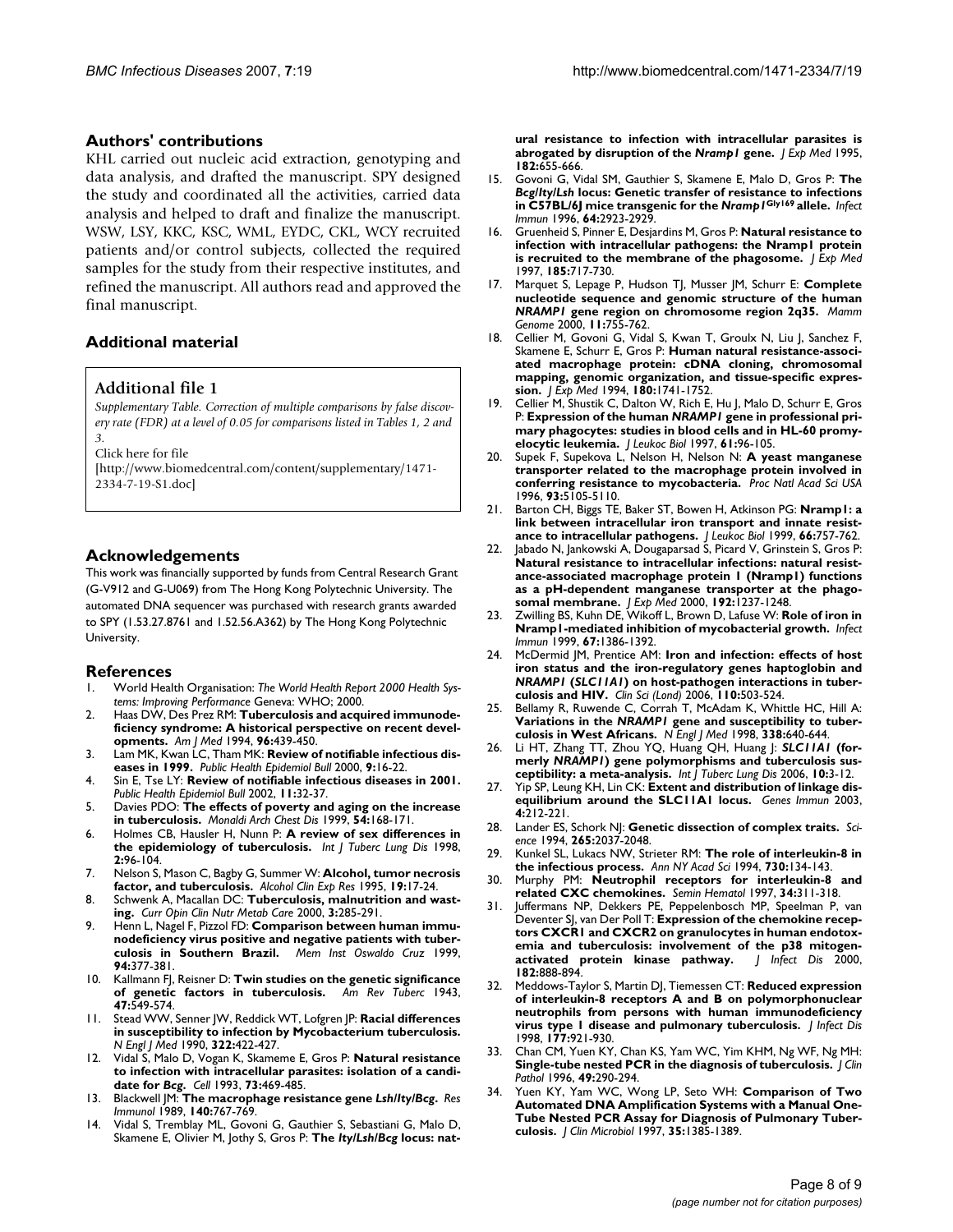## Authors' contributions

KHL carried out nucleic acid extraction, genotyping and data analysis, and drafted the manuscript. SPY designed the study and coordinated all the activities, carried data analysis and helped to draft and finalize the manuscript. WSW, LSY, KKC, KSC, WML, EYDC, CKL, WCY recruited patients and/or control subjects, collected the required samples for the study from their respective institutes, and refined the manuscript. All authors read and approved the final manuscript.

## Additional material

### Additional file 1

*Supplementary Table. Correction of multiple comparisons by false discovery rate (FDR) at a level of 0.05 for comparisons listed in Tables 1, 2 and 3.*

Click here for file

[http://www.biomedcentral.com/content/supplementary/1471-2334-7-19-S1.doc]

## Acknowledgements

This work was financially supported by funds from Central Research Grant (G-V912 and G-U069) from The Hong Kong Polytechnic University. The automated DNA sequencer was purchased with research grants awarded to SPY (1.53.27.8761 and 1.52.56.A362) by The Hong Kong Polytechnic University.

## References

1. World Health Organisation: *The World Health Report 2000 Health Systems: Improving Performance* Geneva: WHO; 2000.
2. Haas DW, Des Prez RM: **Tuberculosis and acquired immunodeficiency syndrome: A historical perspective on recent developments.** *Am J Med* 1994, **96:**439-450.
3. Lam MK, Kwan LC, Tham MK: **Review of notifiable infectious diseases in 1999.** *Public Health Epidemiol Bull* 2000, **9:**16-22.
4. Sin E, Tse LY: **Review of notifiable infectious diseases in 2001.** *Public Health Epidemiol Bull* 2002, **11:**32-37.
5. Davies PDO: **The effects of poverty and aging on the increase in tuberculosis.** *Monaldi Arch Chest Dis* 1999, **54:**168-171.
6. Holmes CB, Hausler H, Nunn P: **A review of sex differences in the epidemiology of tuberculosis.** *Int J Tuberc Lung Dis* 1998, **2:**96-104.
7. Nelson S, Mason C, Bagby G, Summer W: **Alcohol, tumor necrosis factor, and tuberculosis.** *Alcohol Clin Exp Res* 1995, **19:**17-24.
8. Schwenk A, Macallan DC: **Tuberculosis, malnutrition and wasting.** *Curr Opin Clin Nutr Metab Care* 2000, **3:**285-291.
9. Henn L, Nagel F, Pizzol FD: **Comparison between human immunodeficiency virus positive and negative patients with tuberculosis in Southern Brazil.** *Mem Inst Oswaldo Cruz* 1999, **94:**377-381.
10. Kallmann FJ, Reisner D: **Twin studies on the genetic significance of genetic factors in tuberculosis.** *Am Rev Tuberc* 1943, **47:**549-574.
11. Stead WW, Senner JW, Reddick WT, Lofgren JP: **Racial differences in susceptibility to infection by Mycobacterium tuberculosis.** *N Engl J Med* 1990, **322:**422-427.
12. Vidal S, Malo D, Vogan K, Skameme E, Gros P: **Natural resistance to infection with intracellular parasites: isolation of a candidate for *Bcg*.** *Cell* 1993, **73:**469-485.
13. Blackwell JM: **The macrophage resistance gene *Lsh/Ity/Bcg*.** *Res Immunol* 1989, **140:**767-769.
14. Vidal S, Tremblay ML, Govoni G, Gauthier S, Sebastiani G, Malo D, Skamene E, Olivier M, Jothy S, Gros P: **The *Ity/Lsh/Bcg* locus: natural resistance to infection with intracellular parasites is abrogated by disruption of the *Nramp1* gene.** *J Exp Med* 1995, **182:**655-666.
15. Govoni G, Vidal SM, Gauthier S, Skamene E, Malo D, Gros P: **The *Bcg/Ity/Lsh* locus: Genetic transfer of resistance to infections in C57BL/6J mice transgenic for the *Nramp1*$^{Gly169}$ allele.** *Infect Immun* 1996, **64:**2923-2929.
16. Gruenheid S, Pinner E, Desjardins M, Gros P: **Natural resistance to infection with intracellular pathogens: the Nramp1 protein is recruited to the membrane of the phagosome.** *J Exp Med* 1997, **185:**717-730.
17. Marquet S, Lepage P, Hudson TJ, Musser JM, Schurr E: **Complete nucleotide sequence and genomic structure of the human *NRAMP1* gene region on chromosome region 2q35.** *Mamm Genome* 2000, **11:**755-762.
18. Cellier M, Govoni G, Vidal S, Kwan T, Groulx N, Liu J, Sanchez F, Skamene E, Schurr E, Gros P: **Human natural resistance-associated macrophage protein: cDNA cloning, chromosomal mapping, genomic organization, and tissue-specific expression.** *J Exp Med* 1994, **180:**1741-1752.
19. Cellier M, Shustik C, Dalton W, Rich E, Hu J, Malo D, Schurr E, Gros P: **Expression of the human *NRAMP1* gene in professional primary phagocytes: studies in blood cells and in HL-60 promyelocytic leukemia.** *J Leukoc Biol* 1997, **61:**96-105.
20. Supek F, Supekova L, Nelson H, Nelson N: **A yeast manganese transporter related to the macrophage protein involved in conferring resistance to mycobacteria.** *Proc Natl Acad Sci USA* 1996, **93:**5105-5110.
21. Barton CH, Biggs TE, Baker ST, Bowen H, Atkinson PG: **Nramp1: a link between intracellular iron transport and innate resistance to intracellular pathogens.** *J Leukoc Biol* 1999, **66:**757-762.
22. Jabado N, Jankowski A, Dougaparsad S, Picard V, Grinstein S, Gros P: **Natural resistance to intracellular infections: natural resistance-associated macrophage protein 1 (Nramp1) functions as a pH-dependent manganese transporter at the phagosomal membrane.** *J Exp Med* 2000, **192:**1237-1248.
23. Zwilling BS, Kuhn DE, Wikoff L, Brown D, Lafuse W: **Role of iron in Nramp1-mediated inhibition of mycobacterial growth.** *Infect Immun* 1999, **67:**1386-1392.
24. McDermid JM, Prentice AM: **Iron and infection: effects of host iron status and the iron-regulatory genes haptoglobin and *NRAMP1* (*SLC11A1*) on host-pathogen interactions in tuberculosis and HIV.** *Clin Sci (Lond)* 2006, **110:**503-524.
25. Bellamy R, Ruwende C, Corrah T, McAdam K, Whittle HC, Hill A: **Variations in the *NRAMP1* gene and susceptibility to tuberculosis in West Africans.** *N Engl J Med* 1998, **338:**640-644.
26. Li HT, Zhang TT, Zhou YQ, Huang QH, Huang J: ***SLC11A1* (formerly *NRAMP1*) gene polymorphisms and tuberculosis susceptibility: a meta-analysis.** *Int J Tuberc Lung Dis* 2006, **10:**3-12.
27. Yip SP, Leung KH, Lin CK: **Extent and distribution of linkage disequilibrium around the SLC11A1 locus.** *Genes Immun* 2003, **4:**212-221.
28. Lander ES, Schork NJ: **Genetic dissection of complex traits.** *Science* 1994, **265:**2037-2048.
29. Kunkel SL, Lukacs NW, Strieter RM: **The role of interleukin-8 in the infectious process.** *Ann NY Acad Sci* 1994, **730:**134-143.
30. Murphy PM: **Neutrophil receptors for interleukin-8 and related CXC chemokines.** *Semin Hematol* 1997, **34:**311-318.
31. Juffermans NP, Dekkers PE, Peppelenbosch MP, Speelman P, van Deventer SJ, van der Poll T: **Expression of the chemokine receptors CXCR1 and CXCR2 on granulocytes in human endotoxemia and tuberculosis: involvement of the p38 mitogen-activated protein kinase pathway.** *J Infect Dis* 2000, **182:**888-894.
32. Meddows-Taylor S, Martin DJ, Tiemessen CT: **Reduced expression of interleukin-8 receptors A and B on polymorphonuclear neutrophils from persons with human immunodeficiency virus type 1 disease and pulmonary tuberculosis.** *J Infect Dis* 1998, **177:**921-930.
33. Chan CM, Yuen KY, Chan KS, Yam WC, Yim KHM, Ng WF, Ng MH: **Single-tube nested PCR in the diagnosis of tuberculosis.** *J Clin Pathol* 1996, **49:**290-294.
34. Yuen KY, Yam WC, Wong LP, Seto WH: **Comparison of Two Automated DNA Amplification Systems with a Manual One-Tube Nested PCR Assay for Diagnosis of Pulmonary Tuberculosis.** *J Clin Microbiol* 1997, **35:**1385-1389.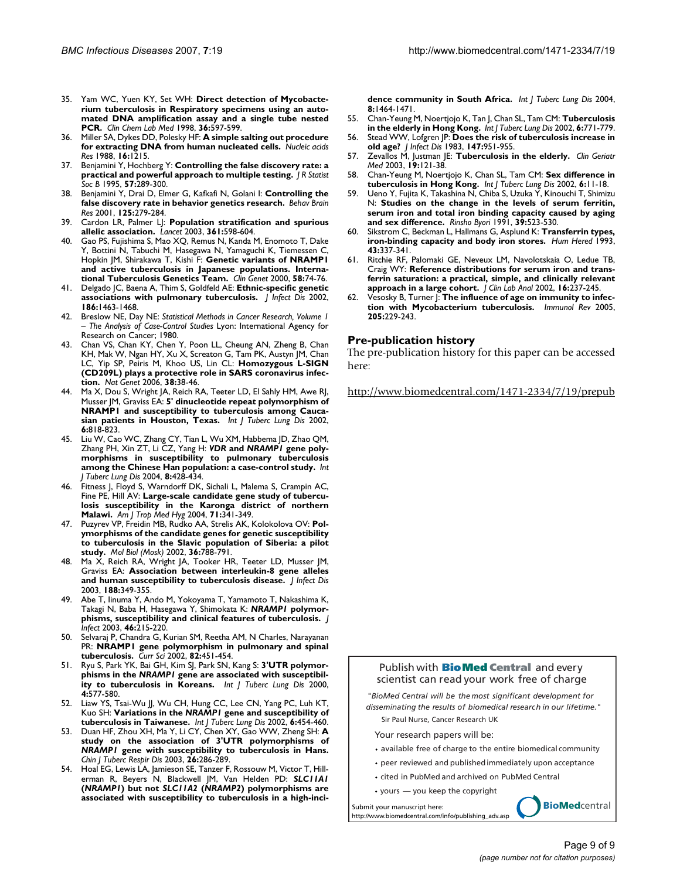35. Yam WC, Yuen KY, Set WH: **Direct detection of Mycobacterium tuberculosis in Respiratory specimens using an automated DNA amplification assay and a single tube nested PCR.** *Clin Chem Lab Med* 1998, **36:**597-599.
36. Miller SA, Dykes DD, Polesky HF: **A simple salting out procedure for extracting DNA from human nucleated cells.** *Nucleic acids Res* 1988, **16:**1215.
37. Benjamini Y, Hochberg Y: **Controlling the false discovery rate: a practical and powerful approach to multiple testing.** *J R Statist Soc B* 1995, **57:**289-300.
38. Benjamini Y, Drai D, Elmer G, Kafkafi N, Golani I: **Controlling the false discovery rate in behavior genetics research.** *Behav Brain Res* 2001, **125:**279-284.
39. Cardon LR, Palmer LJ: **Population stratification and spurious allelic association.** *Lancet* 2003, **361:**598-604.
40. Gao PS, Fujishima S, Mao XQ, Remus N, Kanda M, Enomoto T, Dake Y, Bottini N, Tabuchi M, Hasegawa N, Yamaguchi K, Tiemessen C, Hopkin JM, Shirakawa T, Kishi F: **Genetic variants of NRAMP1 and active tuberculosis in Japanese populations. International Tuberculosis Genetics Team.** *Clin Genet* 2000, **58:**74-76.
41. Delgado JC, Baena A, Thim S, Goldfeld AE: **Ethnic-specific genetic associations with pulmonary tuberculosis.** *J Infect Dis* 2002, **186:**1463-1468.
42. Breslow NE, Day NE: *Statistical Methods in Cancer Research, Volume I – The Analysis of Case-Control Studies* Lyon: International Agency for Research on Cancer; 1980.
43. Chan VS, Chan KY, Chen Y, Poon LL, Cheung AN, Zheng B, Chan KH, Mak W, Ngan HY, Xu X, Screaton G, Tam PK, Austyn JM, Chan LC, Yip SP, Peiris M, Khoo US, Lin CL: **Homozygous L-SIGN (CD209L) plays a protective role in SARS coronavirus infection.** *Nat Genet* 2006, **38:**38-46.
44. Ma X, Dou S, Wright JA, Reich RA, Teeter LD, El Sahly HM, Awe RJ, Musser JM, Graviss EA: **5' dinucleotide repeat polymorphism of NRAMP1 and susceptibility to tuberculosis among Caucasian patients in Houston, Texas.** *Int J Tuberc Lung Dis* 2002, **6:**818-823.
45. Liu W, Cao WC, Zhang CY, Tian L, Wu XM, Habbema JD, Zhao QM, Zhang PH, Xin ZT, Li CZ, Yang H: ***VDR* and *NRAMP1* gene polymorphisms in susceptibility to pulmonary tuberculosis among the Chinese Han population: a case-control study.** *Int J Tuberc Lung Dis* 2004, **8:**428-434.
46. Fitness J, Floyd S, Warndorff DK, Sichali L, Malema S, Crampin AC, Fine PE, Hill AV: **Large-scale candidate gene study of tuberculosis susceptibility in the Karonga district of northern Malawi.** *Am J Trop Med Hyg* 2004, **71:**341-349.
47. Puzyrev VP, Freidin MB, Rudko AA, Strelis AK, Kolokolova OV: **Polymorphisms of the candidate genes for genetic susceptibility to tuberculosis in the Slavic population of Siberia: a pilot study.** *Mol Biol (Mosk)* 2002, **36:**788-791.
48. Ma X, Reich RA, Wright JA, Tooker HR, Teeter LD, Musser JM, Graviss EA: **Association between interleukin-8 gene alleles and human susceptibility to tuberculosis disease.** *J Infect Dis* 2003, **188:**349-355.
49. Abe T, Iinuma Y, Ando M, Yokoyama T, Yamamoto T, Nakashima K, Takagi N, Baba H, Hasegawa Y, Shimokata K: ***NRAMP1* polymorphisms, susceptibility and clinical features of tuberculosis.** *J Infect* 2003, **46:**215-220.
50. Selvaraj P, Chandra G, Kurian SM, Reetha AM, N Charles, Narayanan PR: **NRAMP1 gene polymorphism in pulmonary and spinal tuberculosis.** *Curr Sci* 2002, **82:**451-454.
51. Ryu S, Park YK, Bai GH, Kim SJ, Park SN, Kang S: **3'UTR polymorphisms in the *NRAMP1* gene are associated with susceptibility to tuberculosis in Koreans.** *Int J Tuberc Lung Dis* 2000, **4:**577-580.
52. Liaw YS, Tsai-Wu JJ, Wu CH, Hung CC, Lee CN, Yang PC, Luh KT, Kuo SH: **Variations in the *NRAMP1* gene and susceptibility of tuberculosis in Taiwanese.** *Int J Tuberc Lung Dis* 2002, **6:**454-460.
53. Duan HF, Zhou XH, Ma Y, Li CY, Chen XY, Gao WW, Zheng SH: **A study on the association of 3'UTR polymorphisms of *NRAMP1* gene with susceptibility to tuberculosis in Hans.** *Chin J Tuberc Respir Dis* 2003, **26:**286-289.
54. Hoal EG, Lewis LA, Jamieson SE, Tanzer F, Rossouw M, Victor T, Hillerman R, Beyers N, Blackwell JM, Van Helden PD: ***SLC11A1* (*NRAMP1*) but not *SLC11A2* (*NRAMP2*) polymorphisms are associated with susceptibility to tuberculosis in a high-incidence community in South Africa.** *Int J Tuberc Lung Dis* 2004, **8:**1464-1471.
55. Chan-Yeung M, Noertjojo K, Tan J, Chan SL, Tam CM: **Tuberculosis in the elderly in Hong Kong.** *Int J Tuberc Lung Dis* 2002, **6:**771-779.
56. Stead WW, Lofgren JP: **Does the risk of tuberculosis increase in old age?** *J Infect Dis* 1983, **147:**951-955.
57. Zevallos M, Justman JE: **Tuberculosis in the elderly.** *Clin Geriatr Med* 2003, **19:**121-38.
58. Chan-Yeung M, Noertjojo K, Chan SL, Tam CM: **Sex difference in tuberculosis in Hong Kong.** *Int J Tuberc Lung Dis* 2002, **6:**11-18.
59. Ueno Y, Fujita K, Takashina N, Chiba S, Uzuka Y, Kinouchi T, Shimizu N: **Studies on the change in the levels of serum ferritin, serum iron and total iron binding capacity caused by aging and sex difference.** *Rinsho Byori* 1991, **39:**523-530.
60. Sikstrom C, Beckman L, Hallmans G, Asplund K: **Transferrin types, iron-binding capacity and body iron stores.** *Hum Hered* 1993, **43:**337-341.
61. Ritchie RF, Palomaki GE, Neveux LM, Navolotskaia O, Ledue TB, Craig WY: **Reference distributions for serum iron and transferrin saturation: a practical, simple, and clinically relevant approach in a large cohort.** *J Clin Lab Anal* 2002, **16:**237-245.
62. Vesosky B, Turner J: **The influence of age on immunity to infection with Mycobacterium tuberculosis.** *Immunol Rev* 2005, **205:**229-243.

## Pre-publication history

The pre-publication history for this paper can be accessed here:

http://www.biomedcentral.com/1471-2334/7/19/prepub

Publish with **BioMed Central** and every scientist can read your work free of charge

*"BioMed Central will be the most significant development for disseminating the results of biomedical research in our lifetime."*

Sir Paul Nurse, Cancer Research UK

Your research papers will be:

- available free of charge to the entire biomedical community
- peer reviewed and published immediately upon acceptance
- cited in PubMed and archived on PubMed Central
- yours — you keep the copyright

Submit your manuscript here:
http://www.biomedcentral.com/info/publishing_adv.asp

BioMedcentral